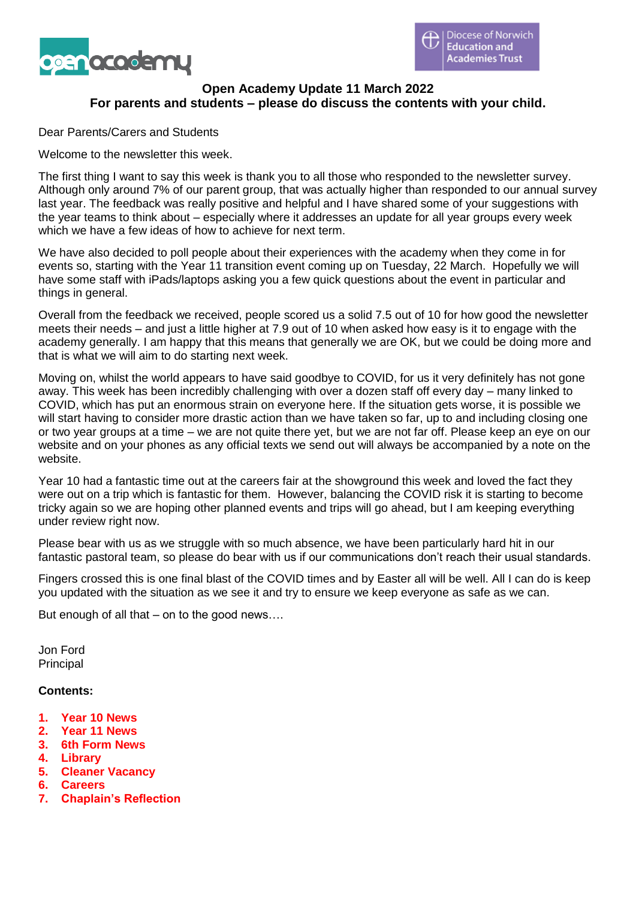# Open Academy Update 11 March 2022

**For parents and students – please do discuss the contents with your child.**

Dear Parents/Carers and Students

Welcome to the newsletter this week.

The first thing I want to say this week is thank you to all those who responded to the newsletter survey. Although only around 7% of our parent group, that was actually higher than responded to our annual survey last year. The feedback was really positive and helpful and I have shared some of your suggestions with the year teams to think about – especially where it addresses an update for all year groups every week which we have a few ideas of how to achieve for next term.

We have also decided to poll people about their experiences with the academy when they come in for events so, starting with the Year 11 transition event coming up on Tuesday, 22 March. Hopefully we will have some staff with iPads/laptops asking you a few quick questions about the event in particular and things in general.

Overall from the feedback we received, people scored us a solid 7.5 out of 10 for how good the newsletter meets their needs – and just a little higher at 7.9 out of 10 when asked how easy is it to engage with the academy generally. I am happy that this means that generally we are OK, but we could be doing more and that is what we will aim to do starting next week.

Moving on, whilst the world appears to have said goodbye to COVID, for us it very definitely has not gone away. This week has been incredibly challenging with over a dozen staff off every day – many linked to COVID, which has put an enormous strain on everyone here. If the situation gets worse, it is possible we will start having to consider more drastic action than we have taken so far, up to and including closing one or two year groups at a time – we are not quite there yet, but we are not far off. Please keep an eye on our website and on your phones as any official texts we send out will always be accompanied by a note on the website.

Year 10 had a fantastic time out at the careers fair at the showground this week and loved the fact they were out on a trip which is fantastic for them. However, balancing the COVID risk it is starting to become tricky again so we are hoping other planned events and trips will go ahead, but I am keeping everything under review right now.

Please bear with us as we struggle with so much absence, we have been particularly hard hit in our fantastic pastoral team, so please do bear with us if our communications don't reach their usual standards.

Fingers crossed this is one final blast of the COVID times and by Easter all will be well. All I can do is keep you updated with the situation as we see it and try to ensure we keep everyone as safe as we can.

But enough of all that – on to the good news….

Jon Ford
Principal

**Contents:**

1. **Year 10 News**
2. **Year 11 News**
3. **6th Form News**
4. **Library**
5. **Cleaner Vacancy**
6. **Careers**
7. **Chaplain's Reflection**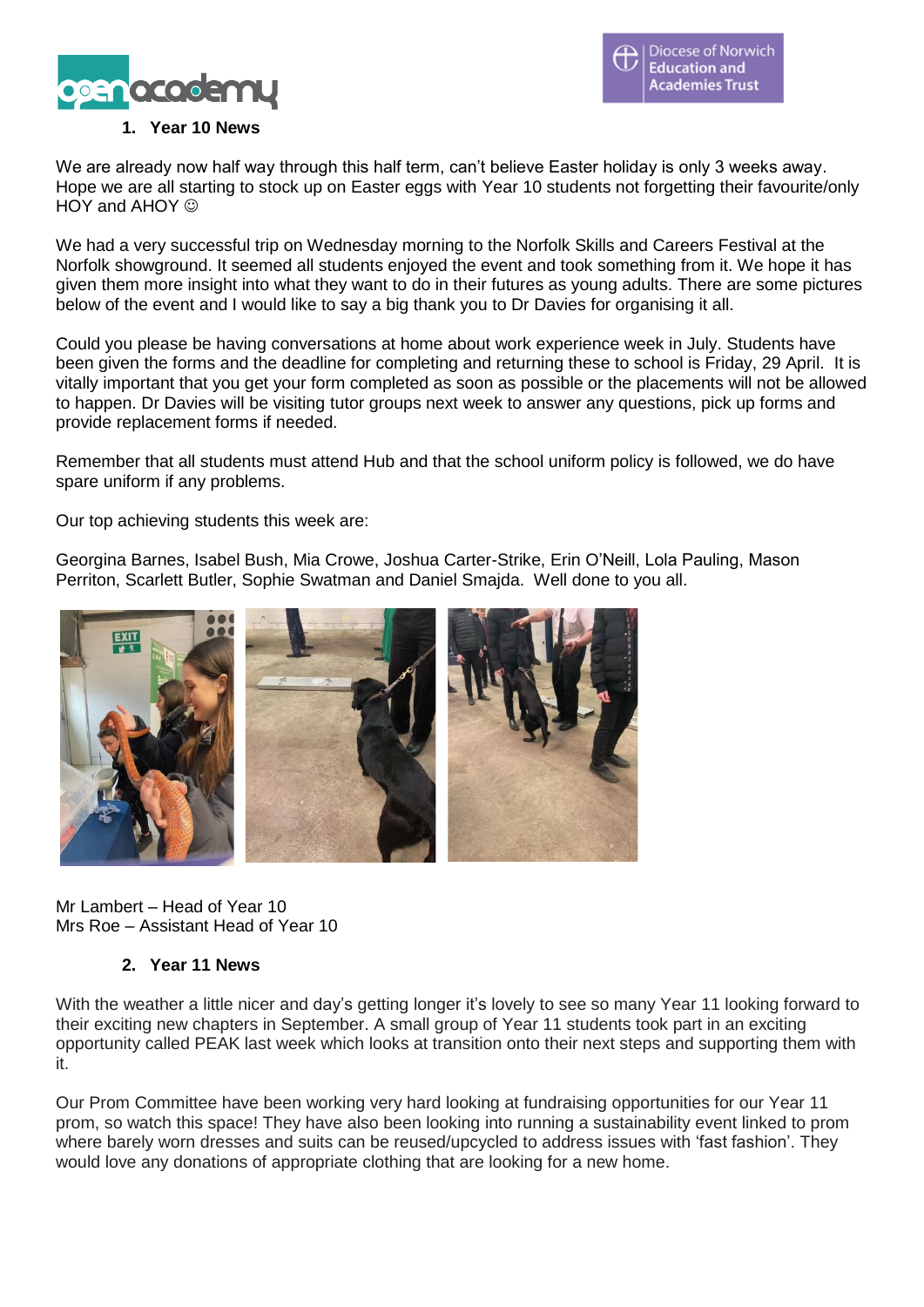## 1. Year 10 News

We are already now half way through this half term, can't believe Easter holiday is only 3 weeks away. Hope we are all starting to stock up on Easter eggs with Year 10 students not forgetting their favourite/only HOY and AHOY ☺

We had a very successful trip on Wednesday morning to the Norfolk Skills and Careers Festival at the Norfolk showground. It seemed all students enjoyed the event and took something from it. We hope it has given them more insight into what they want to do in their futures as young adults. There are some pictures below of the event and I would like to say a big thank you to Dr Davies for organising it all.

Could you please be having conversations at home about work experience week in July. Students have been given the forms and the deadline for completing and returning these to school is Friday, 29 April. It is vitally important that you get your form completed as soon as possible or the placements will not be allowed to happen. Dr Davies will be visiting tutor groups next week to answer any questions, pick up forms and provide replacement forms if needed.

Remember that all students must attend Hub and that the school uniform policy is followed, we do have spare uniform if any problems.

Our top achieving students this week are:

Georgina Barnes, Isabel Bush, Mia Crowe, Joshua Carter-Strike, Erin O'Neill, Lola Pauling, Mason Perriton, Scarlett Butler, Sophie Swatman and Daniel Smajda. Well done to you all.

Mr Lambert – Head of Year 10
Mrs Roe – Assistant Head of Year 10

## 2. Year 11 News

With the weather a little nicer and day's getting longer it's lovely to see so many Year 11 looking forward to their exciting new chapters in September. A small group of Year 11 students took part in an exciting opportunity called PEAK last week which looks at transition onto their next steps and supporting them with it.

Our Prom Committee have been working very hard looking at fundraising opportunities for our Year 11 prom, so watch this space! They have also been looking into running a sustainability event linked to prom where barely worn dresses and suits can be reused/upcycled to address issues with 'fast fashion'. They would love any donations of appropriate clothing that are looking for a new home.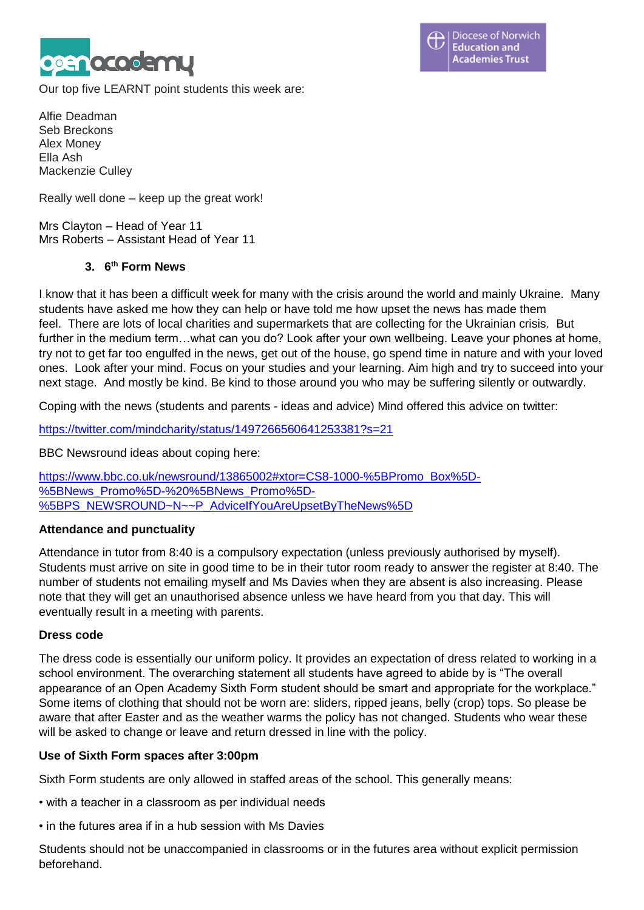Our top five LEARNT point students this week are:

Alfie Deadman
Seb Breckons
Alex Money
Ella Ash
Mackenzie Culley

Really well done – keep up the great work!

Mrs Clayton – Head of Year 11
Mrs Roberts – Assistant Head of Year 11

### 3. 6th Form News

I know that it has been a difficult week for many with the crisis around the world and mainly Ukraine. Many students have asked me how they can help or have told me how upset the news has made them feel. There are lots of local charities and supermarkets that are collecting for the Ukrainian crisis. But further in the medium term…what can you do? Look after your own wellbeing. Leave your phones at home, try not to get far too engulfed in the news, get out of the house, go spend time in nature and with your loved ones. Look after your mind. Focus on your studies and your learning. Aim high and try to succeed into your next stage. And mostly be kind. Be kind to those around you who may be suffering silently or outwardly.

Coping with the news (students and parents - ideas and advice) Mind offered this advice on twitter:

https://twitter.com/mindcharity/status/1497266560641253381?s=21

BBC Newsround ideas about coping here:

https://www.bbc.co.uk/newsround/13865002#xtor=CS8-1000-%5BPromo_Box%5D-%5BNews_Promo%5D-%20%5BNews_Promo%5D-%5BPS_NEWSROUND~N~~P_AdviceIfYouAreUpsetByTheNews%5D

**Attendance and punctuality**

Attendance in tutor from 8:40 is a compulsory expectation (unless previously authorised by myself). Students must arrive on site in good time to be in their tutor room ready to answer the register at 8:40. The number of students not emailing myself and Ms Davies when they are absent is also increasing. Please note that they will get an unauthorised absence unless we have heard from you that day. This will eventually result in a meeting with parents.

**Dress code**

The dress code is essentially our uniform policy. It provides an expectation of dress related to working in a school environment. The overarching statement all students have agreed to abide by is "The overall appearance of an Open Academy Sixth Form student should be smart and appropriate for the workplace." Some items of clothing that should not be worn are: sliders, ripped jeans, belly (crop) tops. So please be aware that after Easter and as the weather warms the policy has not changed. Students who wear these will be asked to change or leave and return dressed in line with the policy.

**Use of Sixth Form spaces after 3:00pm**

Sixth Form students are only allowed in staffed areas of the school. This generally means:

- with a teacher in a classroom as per individual needs
- in the futures area if in a hub session with Ms Davies

Students should not be unaccompanied in classrooms or in the futures area without explicit permission beforehand.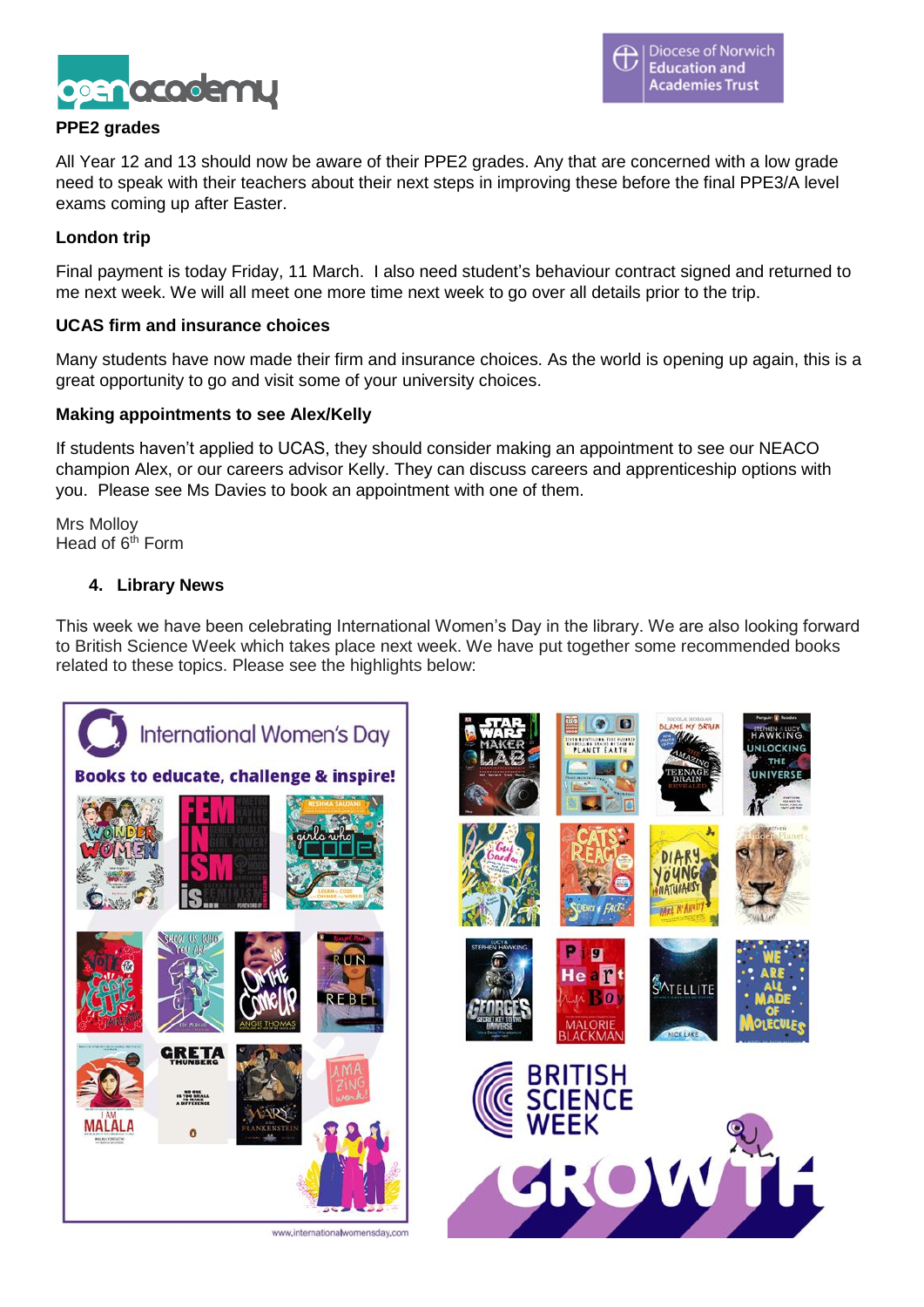**PPE2 grades**

All Year 12 and 13 should now be aware of their PPE2 grades. Any that are concerned with a low grade need to speak with their teachers about their next steps in improving these before the final PPE3/A level exams coming up after Easter.

**London trip**

Final payment is today Friday, 11 March. I also need student's behaviour contract signed and returned to me next week. We will all meet one more time next week to go over all details prior to the trip.

**UCAS firm and insurance choices**

Many students have now made their firm and insurance choices. As the world is opening up again, this is a great opportunity to go and visit some of your university choices.

**Making appointments to see Alex/Kelly**

If students haven't applied to UCAS, they should consider making an appointment to see our NEACO champion Alex, or our careers advisor Kelly. They can discuss careers and apprenticeship options with you. Please see Ms Davies to book an appointment with one of them.

Mrs Molloy
Head of 6th Form

## 4. Library News

This week we have been celebrating International Women's Day in the library. We are also looking forward to British Science Week which takes place next week. We have put together some recommended books related to these topics. Please see the highlights below: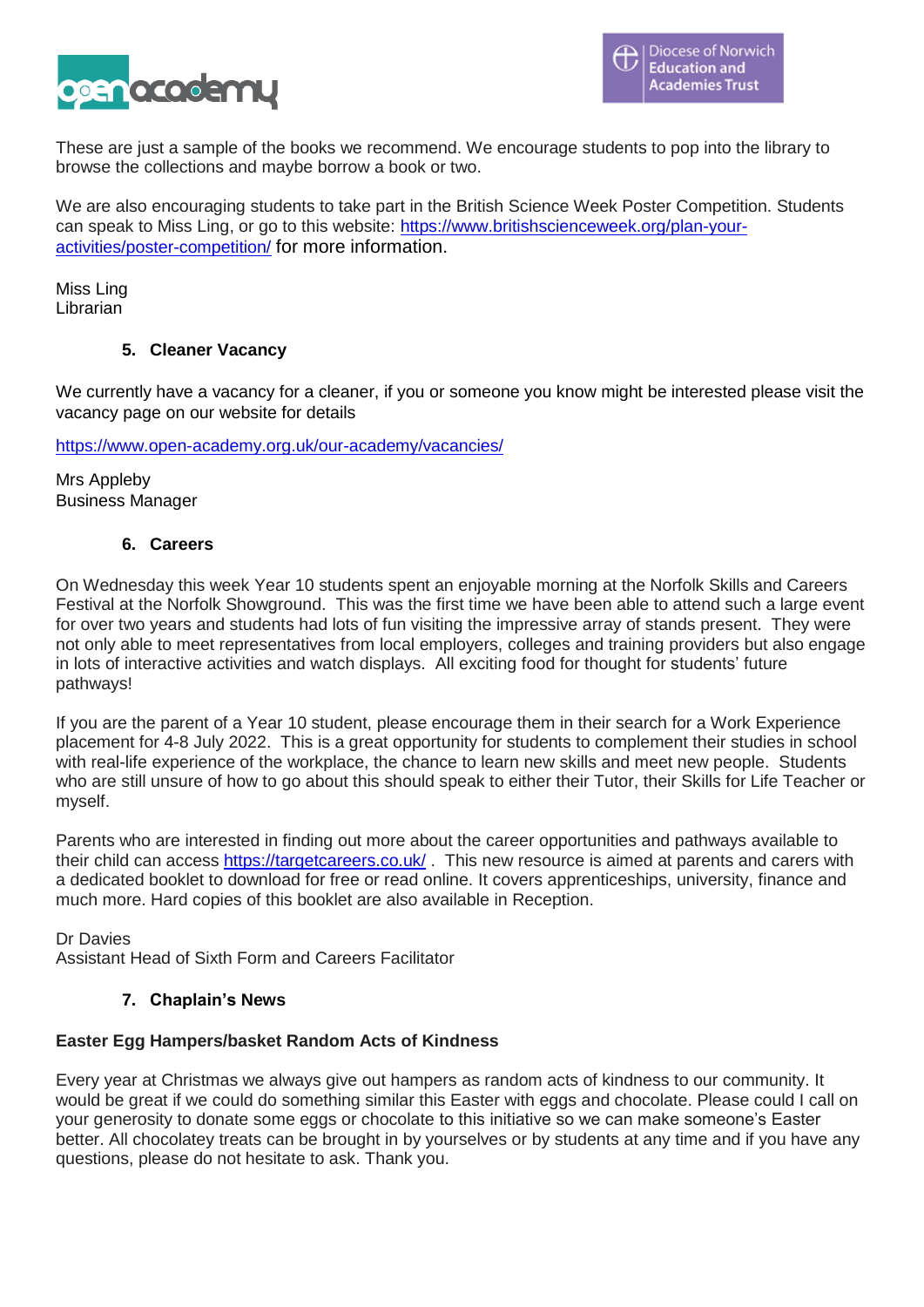These are just a sample of the books we recommend. We encourage students to pop into the library to browse the collections and maybe borrow a book or two.

We are also encouraging students to take part in the British Science Week Poster Competition. Students can speak to Miss Ling, or go to this website: https://www.britishscienceweek.org/plan-your-activities/poster-competition/ for more information.

Miss Ling
Librarian

## 5. Cleaner Vacancy

We currently have a vacancy for a cleaner, if you or someone you know might be interested please visit the vacancy page on our website for details

https://www.open-academy.org.uk/our-academy/vacancies/

Mrs Appleby
Business Manager

## 6. Careers

On Wednesday this week Year 10 students spent an enjoyable morning at the Norfolk Skills and Careers Festival at the Norfolk Showground. This was the first time we have been able to attend such a large event for over two years and students had lots of fun visiting the impressive array of stands present. They were not only able to meet representatives from local employers, colleges and training providers but also engage in lots of interactive activities and watch displays. All exciting food for thought for students' future pathways!

If you are the parent of a Year 10 student, please encourage them in their search for a Work Experience placement for 4-8 July 2022. This is a great opportunity for students to complement their studies in school with real-life experience of the workplace, the chance to learn new skills and meet new people. Students who are still unsure of how to go about this should speak to either their Tutor, their Skills for Life Teacher or myself.

Parents who are interested in finding out more about the career opportunities and pathways available to their child can access https://targetcareers.co.uk/ . This new resource is aimed at parents and carers with a dedicated booklet to download for free or read online. It covers apprenticeships, university, finance and much more. Hard copies of this booklet are also available in Reception.

Dr Davies
Assistant Head of Sixth Form and Careers Facilitator

## 7. Chaplain's News

**Easter Egg Hampers/basket Random Acts of Kindness**

Every year at Christmas we always give out hampers as random acts of kindness to our community. It would be great if we could do something similar this Easter with eggs and chocolate. Please could I call on your generosity to donate some eggs or chocolate to this initiative so we can make someone's Easter better. All chocolatey treats can be brought in by yourselves or by students at any time and if you have any questions, please do not hesitate to ask. Thank you.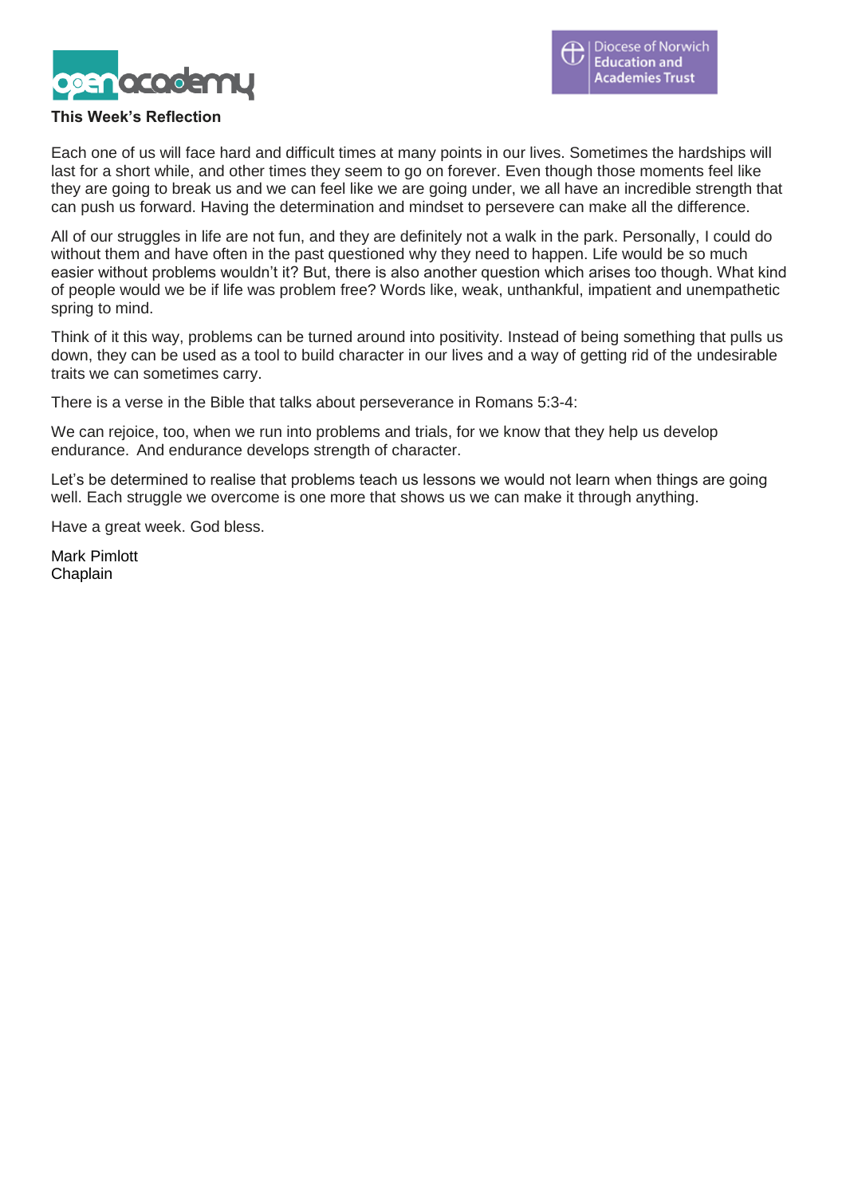**This Week's Reflection**

Each one of us will face hard and difficult times at many points in our lives. Sometimes the hardships will last for a short while, and other times they seem to go on forever. Even though those moments feel like they are going to break us and we can feel like we are going under, we all have an incredible strength that can push us forward. Having the determination and mindset to persevere can make all the difference.

All of our struggles in life are not fun, and they are definitely not a walk in the park. Personally, I could do without them and have often in the past questioned why they need to happen. Life would be so much easier without problems wouldn't it? But, there is also another question which arises too though. What kind of people would we be if life was problem free? Words like, weak, unthankful, impatient and unempathetic spring to mind.

Think of it this way, problems can be turned around into positivity. Instead of being something that pulls us down, they can be used as a tool to build character in our lives and a way of getting rid of the undesirable traits we can sometimes carry.

There is a verse in the Bible that talks about perseverance in Romans 5:3-4:

We can rejoice, too, when we run into problems and trials, for we know that they help us develop endurance. And endurance develops strength of character.

Let's be determined to realise that problems teach us lessons we would not learn when things are going well. Each struggle we overcome is one more that shows us we can make it through anything.

Have a great week. God bless.

Mark Pimlott
Chaplain